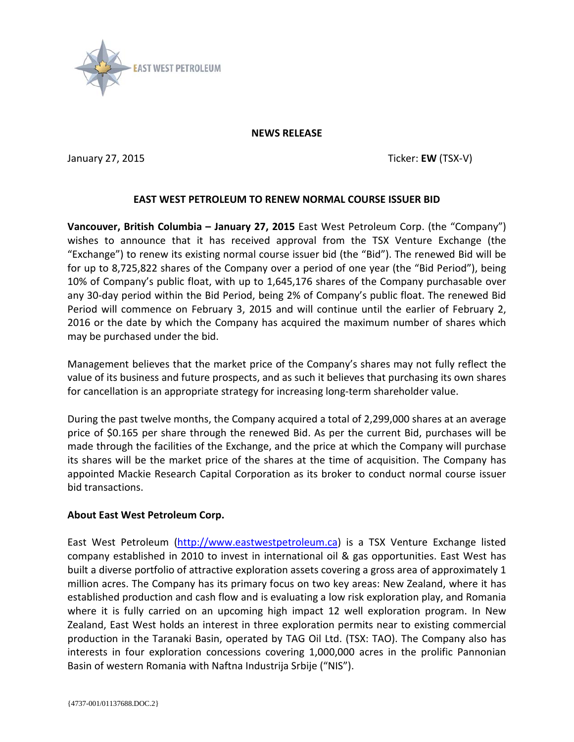**NEWS RELEASE**

January 27, 2015 Ticker: **EW** (TSX-V)

## EAST WEST PETROLEUM TO RENEW NORMAL COURSE ISSUER BID

**Vancouver, British Columbia – January 27, 2015** East West Petroleum Corp. (the "Company") wishes to announce that it has received approval from the TSX Venture Exchange (the "Exchange") to renew its existing normal course issuer bid (the "Bid"). The renewed Bid will be for up to 8,725,822 shares of the Company over a period of one year (the "Bid Period"), being 10% of Company's public float, with up to 1,645,176 shares of the Company purchasable over any 30-day period within the Bid Period, being 2% of Company's public float. The renewed Bid Period will commence on February 3, 2015 and will continue until the earlier of February 2, 2016 or the date by which the Company has acquired the maximum number of shares which may be purchased under the bid.

Management believes that the market price of the Company's shares may not fully reflect the value of its business and future prospects, and as such it believes that purchasing its own shares for cancellation is an appropriate strategy for increasing long-term shareholder value.

During the past twelve months, the Company acquired a total of 2,299,000 shares at an average price of $0.165 per share through the renewed Bid. As per the current Bid, purchases will be made through the facilities of the Exchange, and the price at which the Company will purchase its shares will be the market price of the shares at the time of acquisition. The Company has appointed Mackie Research Capital Corporation as its broker to conduct normal course issuer bid transactions.

### About East West Petroleum Corp.

East West Petroleum (http://www.eastwestpetroleum.ca) is a TSX Venture Exchange listed company established in 2010 to invest in international oil & gas opportunities. East West has built a diverse portfolio of attractive exploration assets covering a gross area of approximately 1 million acres. The Company has its primary focus on two key areas: New Zealand, where it has established production and cash flow and is evaluating a low risk exploration play, and Romania where it is fully carried on an upcoming high impact 12 well exploration program. In New Zealand, East West holds an interest in three exploration permits near to existing commercial production in the Taranaki Basin, operated by TAG Oil Ltd. (TSX: TAO). The Company also has interests in four exploration concessions covering 1,000,000 acres in the prolific Pannonian Basin of western Romania with Naftna Industrija Srbije ("NIS").

{4737-001/01137688.DOC.2}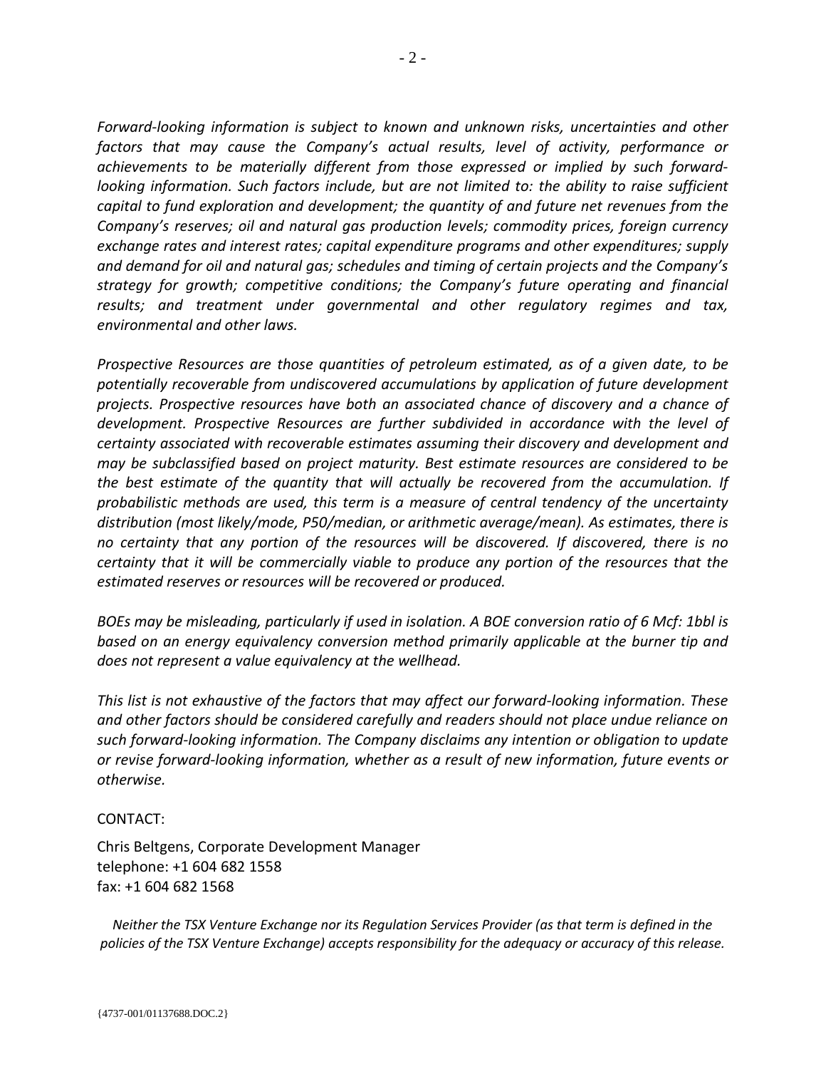*Forward-looking information is subject to known and unknown risks, uncertainties and other factors that may cause the Company's actual results, level of activity, performance or achievements to be materially different from those expressed or implied by such forward-looking information. Such factors include, but are not limited to: the ability to raise sufficient capital to fund exploration and development; the quantity of and future net revenues from the Company's reserves; oil and natural gas production levels; commodity prices, foreign currency exchange rates and interest rates; capital expenditure programs and other expenditures; supply and demand for oil and natural gas; schedules and timing of certain projects and the Company's strategy for growth; competitive conditions; the Company's future operating and financial results; and treatment under governmental and other regulatory regimes and tax, environmental and other laws.*

*Prospective Resources are those quantities of petroleum estimated, as of a given date, to be potentially recoverable from undiscovered accumulations by application of future development projects. Prospective resources have both an associated chance of discovery and a chance of development. Prospective Resources are further subdivided in accordance with the level of certainty associated with recoverable estimates assuming their discovery and development and may be subclassified based on project maturity. Best estimate resources are considered to be the best estimate of the quantity that will actually be recovered from the accumulation. If probabilistic methods are used, this term is a measure of central tendency of the uncertainty distribution (most likely/mode, P50/median, or arithmetic average/mean). As estimates, there is no certainty that any portion of the resources will be discovered. If discovered, there is no certainty that it will be commercially viable to produce any portion of the resources that the estimated reserves or resources will be recovered or produced.*

*BOEs may be misleading, particularly if used in isolation. A BOE conversion ratio of 6 Mcf: 1bbl is based on an energy equivalency conversion method primarily applicable at the burner tip and does not represent a value equivalency at the wellhead.*

*This list is not exhaustive of the factors that may affect our forward-looking information. These and other factors should be considered carefully and readers should not place undue reliance on such forward-looking information. The Company disclaims any intention or obligation to update or revise forward-looking information, whether as a result of new information, future events or otherwise.*

CONTACT:

Chris Beltgens, Corporate Development Manager
telephone: +1 604 682 1558
fax: +1 604 682 1568

*Neither the TSX Venture Exchange nor its Regulation Services Provider (as that term is defined in the policies of the TSX Venture Exchange) accepts responsibility for the adequacy or accuracy of this release.*

{4737-001/01137688.DOC.2}